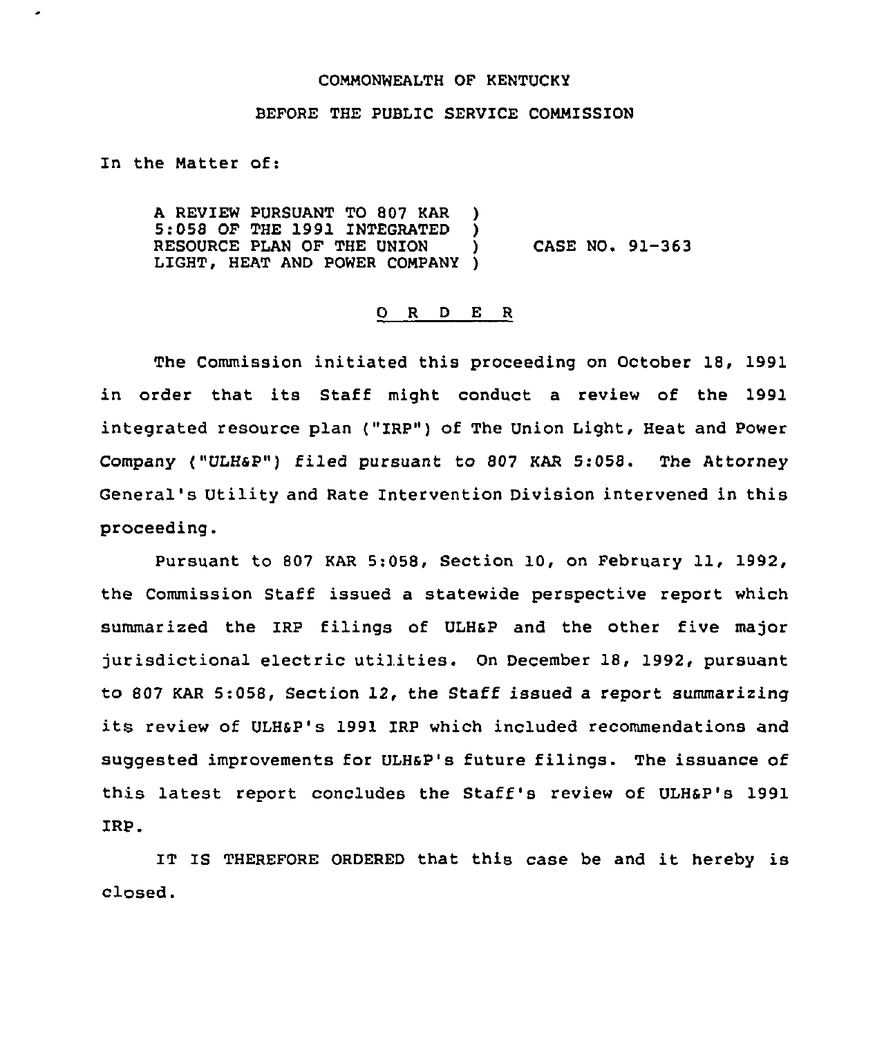COMMONWEALTH OF KENTUCKY

BEFORE THE PUBLIC SERVICE COMMISSION

In the Matter of:

| | |
|---|---|
| A REVIEW PURSUANT TO 807 KAR 5:058 OF THE 1991 INTEGRATED RESOURCE PLAN OF THE UNION LIGHT, HEAT AND POWER COMPANY ) | CASE NO. 91-363 |

O R D E R

The Commission initiated this proceeding on October 18, 1991 in order that its Staff might conduct a review of the 1991 integrated resource plan ("IRP") of The Union Light, Heat and Power Company ("ULH&P") filed pursuant to 807 KAR 5:058. The Attorney General's Utility and Rate Intervention Division intervened in this proceeding.

Pursuant to 807 KAR 5:058, Section 10, on February 11, 1992, the Commission Staff issued a statewide perspective report which summarized the IRP filings of ULH&P and the other five major jurisdictional electric utilities. On December 18, 1992, pursuant to 807 KAR 5:058, Section 12, the Staff issued a report summarizing its review of ULH&P's 1991 IRP which included recommendations and suggested improvements for ULH&P's future filings. The issuance of this latest report concludes the Staff's review of ULH&P's 1991 IRP.

IT IS THEREFORE ORDERED that this case be and it hereby is closed.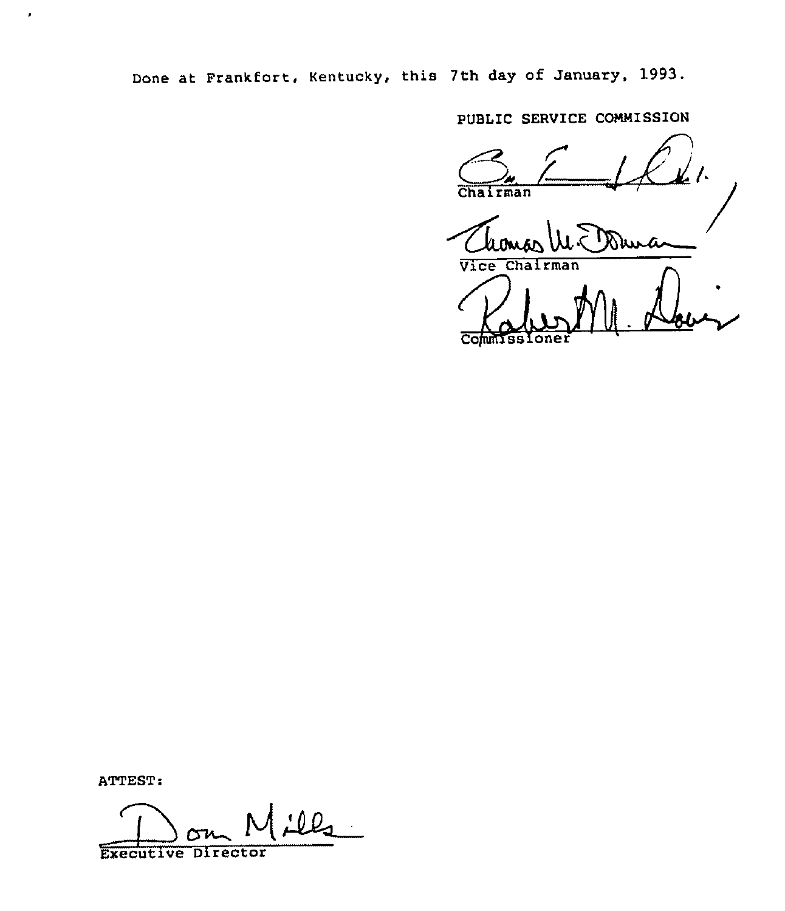Done at Frankfort, Kentucky, this 7th day of January, 1993.

PUBLIC SERVICE COMMISSION

Chairman

Vice Chairman

Commissioner

ATTEST:

Executive Director